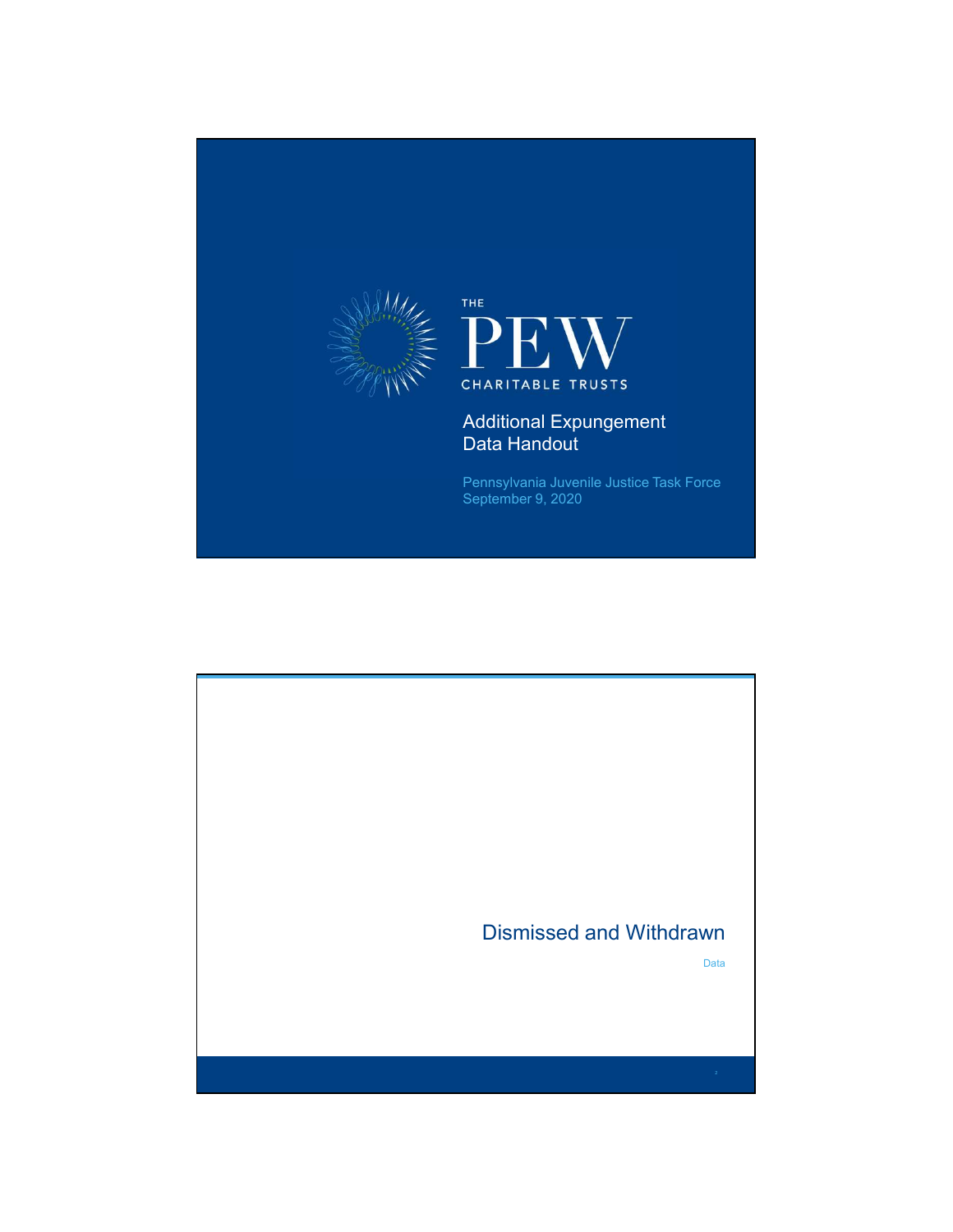THE PEW CHARITABLE TRUSTS

# Additional Expungement Data Handout

Pennsylvania Juvenile Justice Task Force
September 9, 2020

## Dismissed and Withdrawn

Data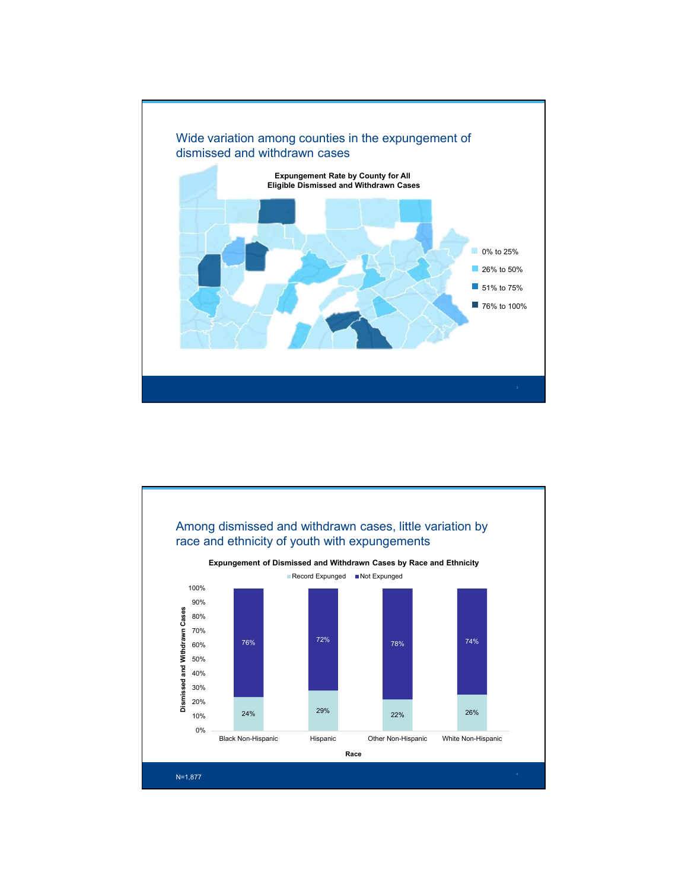## Wide variation among counties in the expungement of dismissed and withdrawn cases

**Expungement Rate by County for All Eligible Dismissed and Withdrawn Cases**

- 0% to 25%
- 26% to 50%
- 51% to 75%
- 76% to 100%

## Among dismissed and withdrawn cases, little variation by race and ethnicity of youth with expungements

**Expungement of Dismissed and Withdrawn Cases by Race and Ethnicity**

| Race | Record Expunged | Not Expunged |
|---|---|---|
| Black Non-Hispanic | 24% | 76% |
| Hispanic | 29% | 72% |
| Other Non-Hispanic | 22% | 78% |
| White Non-Hispanic | 26% | 74% |

N=1,877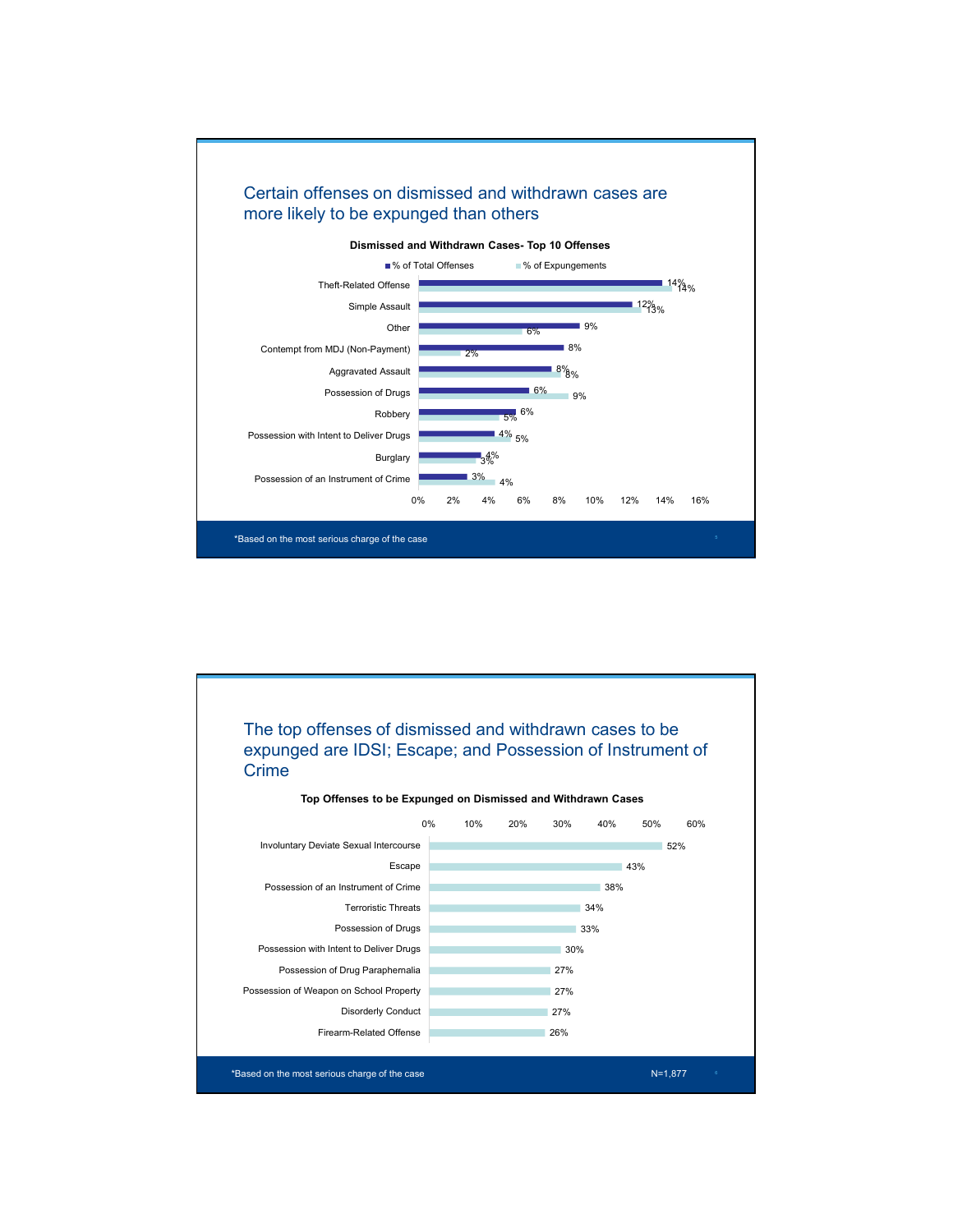## Certain offenses on dismissed and withdrawn cases are more likely to be expunged than others

**Dismissed and Withdrawn Cases- Top 10 Offenses**

| Offense | % of Total Offenses | % of Expungements |
|---|---|---|
| Theft-Related Offense | 14% | 14% |
| Simple Assault | 12% | 13% |
| Other | 9% | 6% |
| Contempt from MDJ (Non-Payment) | 8% | 2% |
| Aggravated Assault | 8% | 8% |
| Possession of Drugs | 6% | 9% |
| Robbery | 6% | 5% |
| Possession with Intent to Deliver Drugs | 4% | 5% |
| Burglary | 4% | 3% |
| Possession of an Instrument of Crime | 3% | 4% |

*Based on the most serious charge of the case

## The top offenses of dismissed and withdrawn cases to be expunged are IDSI; Escape; and Possession of Instrument of Crime

**Top Offenses to be Expunged on Dismissed and Withdrawn Cases**

| Offense | % Expunged |
|---|---|
| Involuntary Deviate Sexual Intercourse | 52% |
| Escape | 43% |
| Possession of an Instrument of Crime | 38% |
| Terroristic Threats | 34% |
| Possession of Drugs | 33% |
| Possession with Intent to Deliver Drugs | 30% |
| Possession of Drug Paraphernalia | 27% |
| Possession of Weapon on School Property | 27% |
| Disorderly Conduct | 27% |
| Firearm-Related Offense | 26% |

*Based on the most serious charge of the case

N=1,877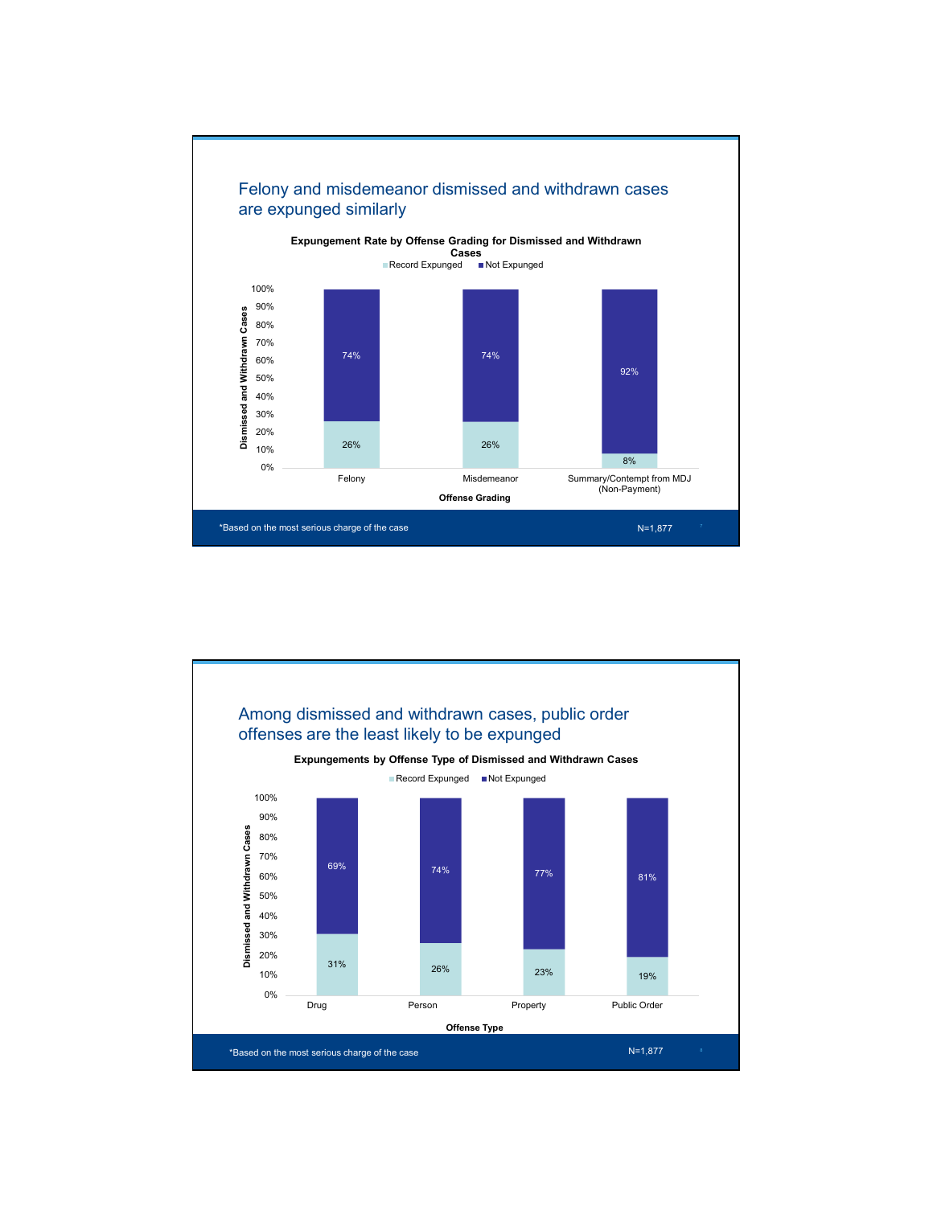## Felony and misdemeanor dismissed and withdrawn cases are expunged similarly

**Expungement Rate by Offense Grading for Dismissed and Withdrawn Cases**

| Offense Grading | Record Expunged | Not Expunged |
|---|---|---|
| Felony | 26% | 74% |
| Misdemeanor | 26% | 74% |
| Summary/Contempt from MDJ (Non-Payment) | 8% | 92% |

*Based on the most serious charge of the case

N=1,877

## Among dismissed and withdrawn cases, public order offenses are the least likely to be expunged

**Expungements by Offense Type of Dismissed and Withdrawn Cases**

| Offense Type | Record Expunged | Not Expunged |
|---|---|---|
| Drug | 31% | 69% |
| Person | 26% | 74% |
| Property | 23% | 77% |
| Public Order | 19% | 81% |

*Based on the most serious charge of the case

N=1,877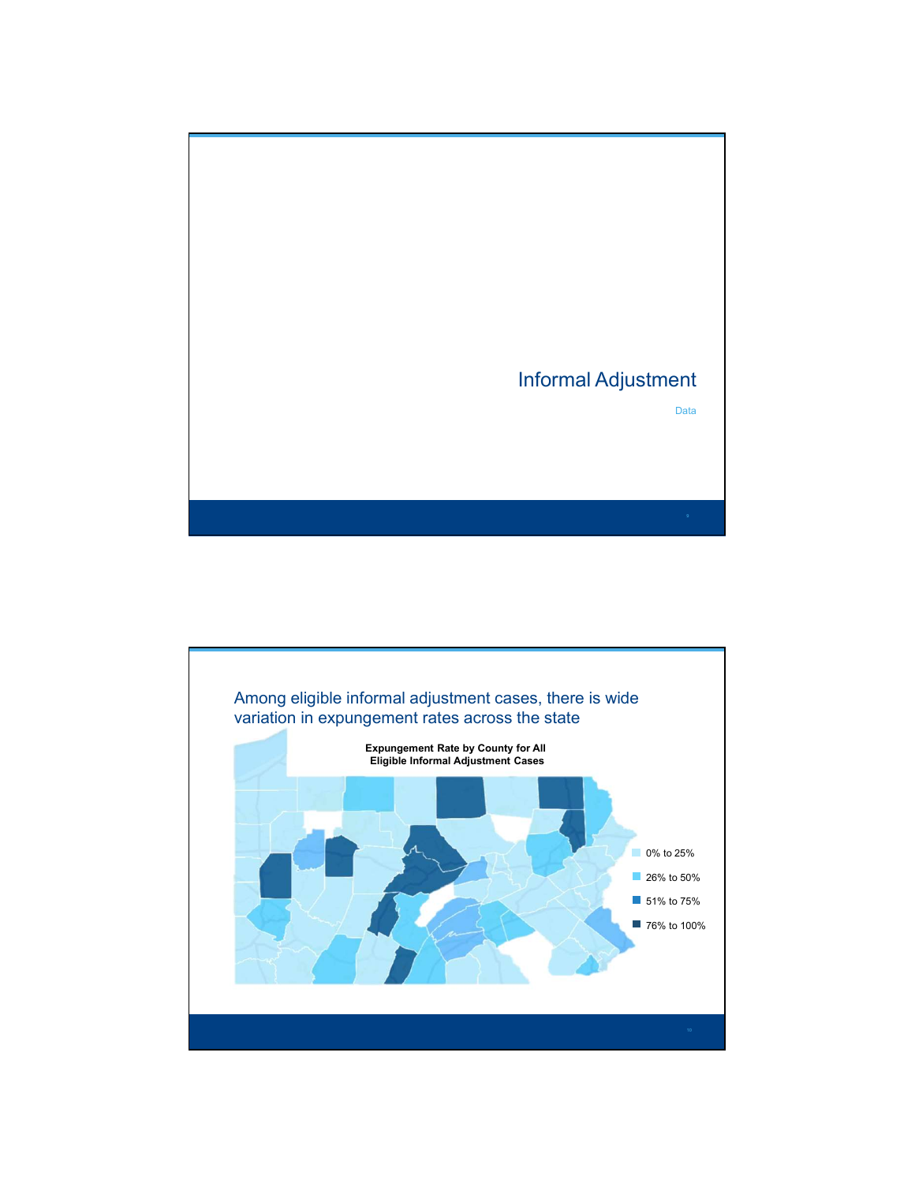# Informal Adjustment

Data

## Among eligible informal adjustment cases, there is wide variation in expungement rates across the state

**Expungement Rate by County for All Eligible Informal Adjustment Cases**

- 0% to 25%
- 26% to 50%
- 51% to 75%
- 76% to 100%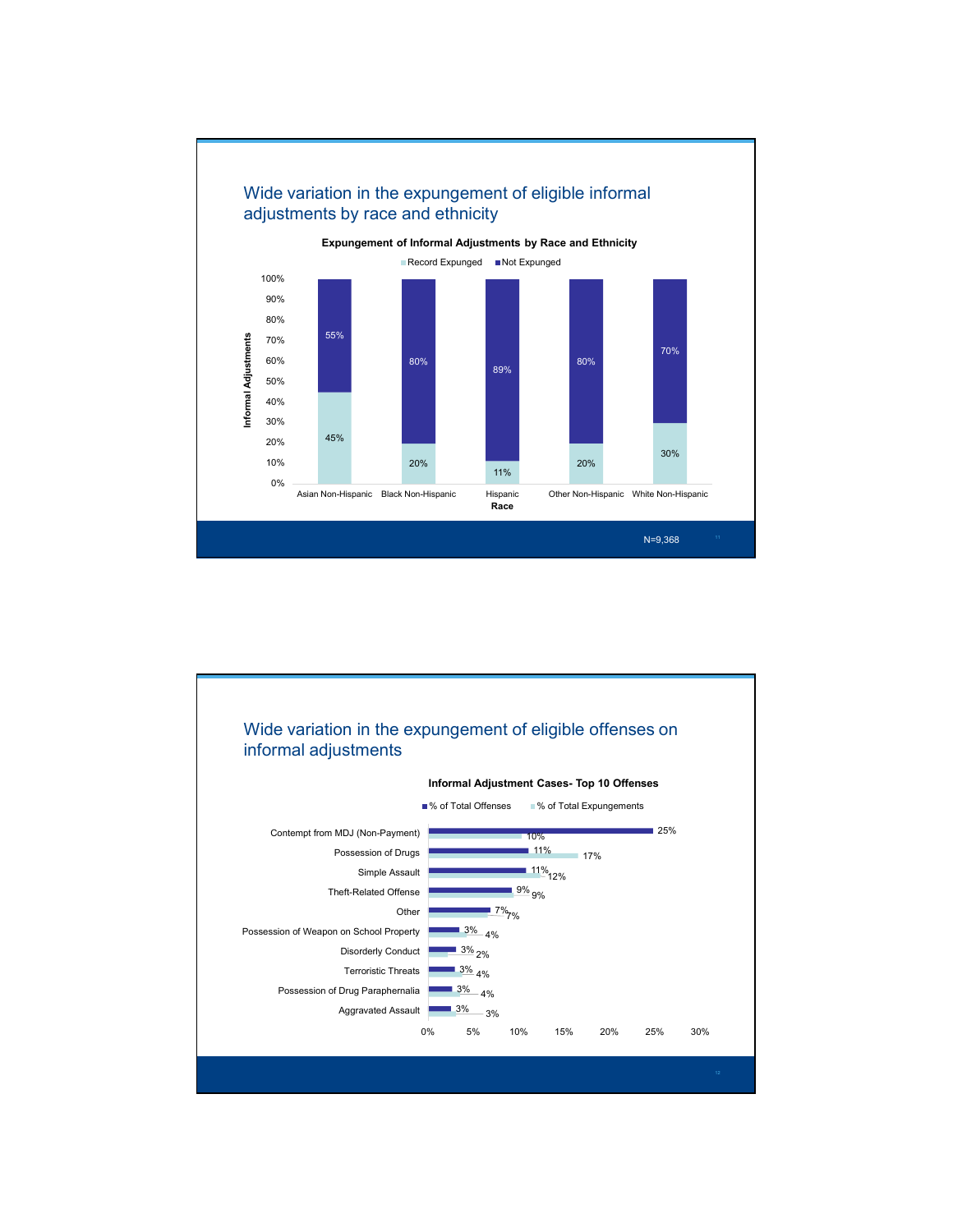## Wide variation in the expungement of eligible informal adjustments by race and ethnicity

**Expungement of Informal Adjustments by Race and Ethnicity**

| Race | Record Expunged | Not Expunged |
|---|---|---|
| Asian Non-Hispanic | 45% | 55% |
| Black Non-Hispanic | 20% | 80% |
| Hispanic | 11% | 89% |
| Other Non-Hispanic | 20% | 80% |
| White Non-Hispanic | 30% | 70% |

N=9,368

## Wide variation in the expungement of eligible offenses on informal adjustments

**Informal Adjustment Cases- Top 10 Offenses**

| Offense | % of Total Offenses | % of Total Expungements |
|---|---|---|
| Contempt from MDJ (Non-Payment) | 25% | 10% |
| Possession of Drugs | 11% | 17% |
| Simple Assault | 11% | 12% |
| Theft-Related Offense | 9% | 9% |
| Other | 7% | 7% |
| Possession of Weapon on School Property | 3% | 4% |
| Disorderly Conduct | 3% | 2% |
| Terroristic Threats | 3% | 4% |
| Possession of Drug Paraphernalia | 3% | 4% |
| Aggravated Assault | 3% | 3% |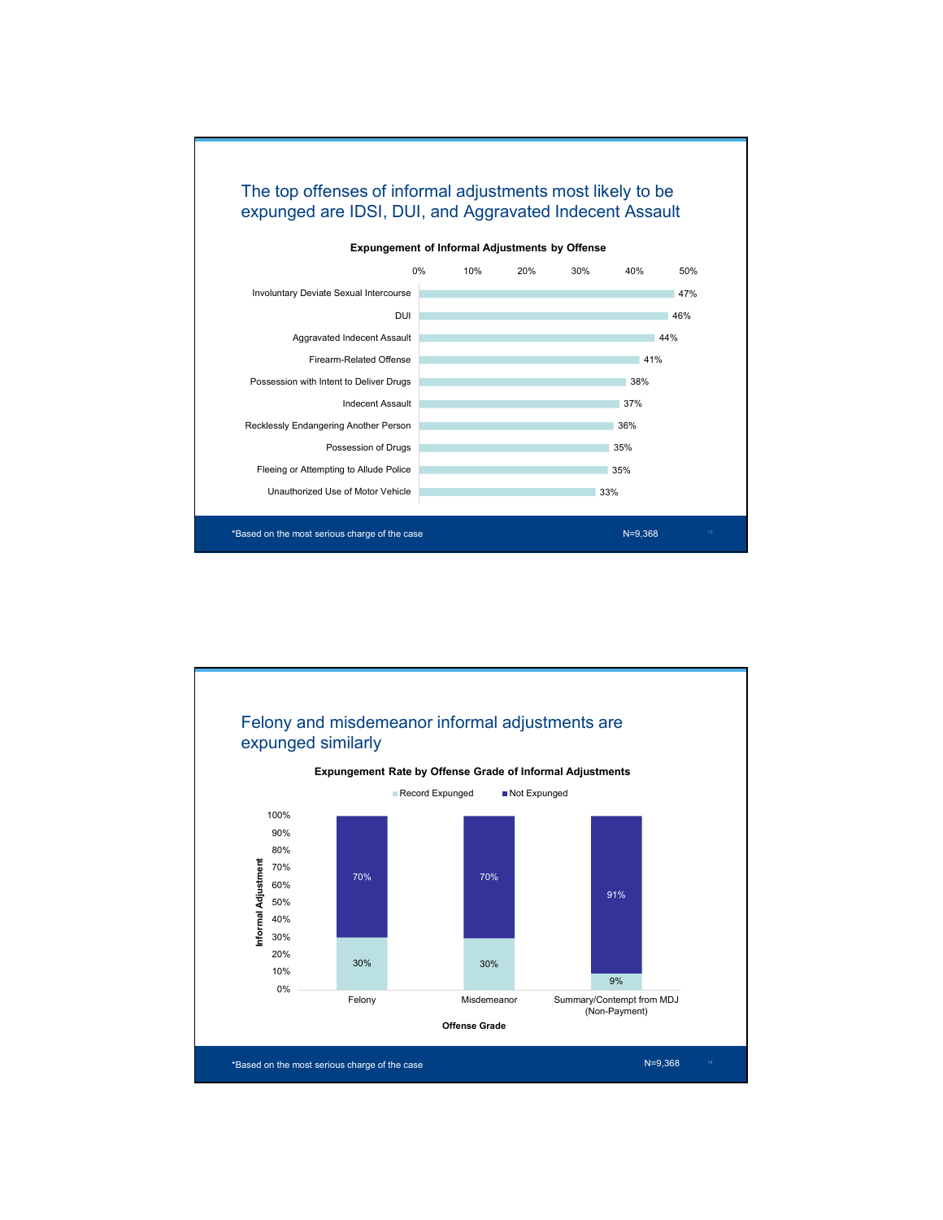## The top offenses of informal adjustments most likely to be expunged are IDSI, DUI, and Aggravated Indecent Assault

**Expungement of Informal Adjustments by Offense**

| Offense | Expungement Rate |
| --- | --- |
| Involuntary Deviate Sexual Intercourse | 47% |
| DUI | 46% |
| Aggravated Indecent Assault | 44% |
| Firearm-Related Offense | 41% |
| Possession with Intent to Deliver Drugs | 38% |
| Indecent Assault | 37% |
| Recklessly Endangering Another Person | 36% |
| Possession of Drugs | 35% |
| Fleeing or Attempting to Allude Police | 35% |
| Unauthorized Use of Motor Vehicle | 33% |

*Based on the most serious charge of the case

N=9,368

## Felony and misdemeanor informal adjustments are expunged similarly

**Expungement Rate by Offense Grade of Informal Adjustments**

| Offense Grade | Record Expunged | Not Expunged |
| --- | --- | --- |
| Felony | 30% | 70% |
| Misdemeanor | 30% | 70% |
| Summary/Contempt from MDJ (Non-Payment) | 9% | 91% |

*Based on the most serious charge of the case

N=9,368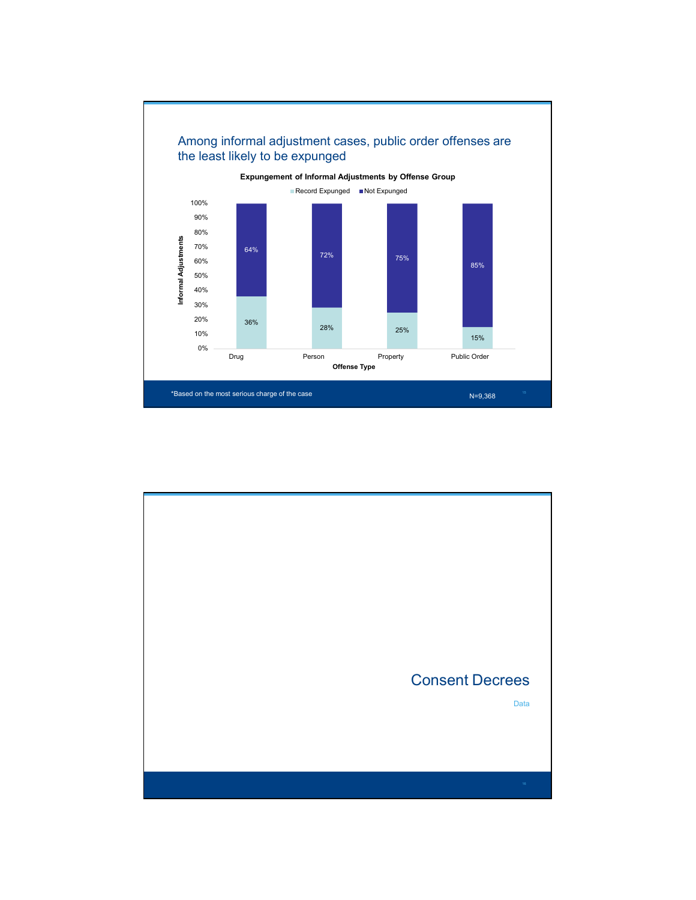## Among informal adjustment cases, public order offenses are the least likely to be expunged

**Expungement of Informal Adjustments by Offense Group**

| Offense Type | Record Expunged | Not Expunged |
| --- | --- | --- |
| Drug | 36% | 64% |
| Person | 28% | 72% |
| Property | 25% | 75% |
| Public Order | 15% | 85% |

*Based on the most serious charge of the case

N=9,368

---

## Consent Decrees

Data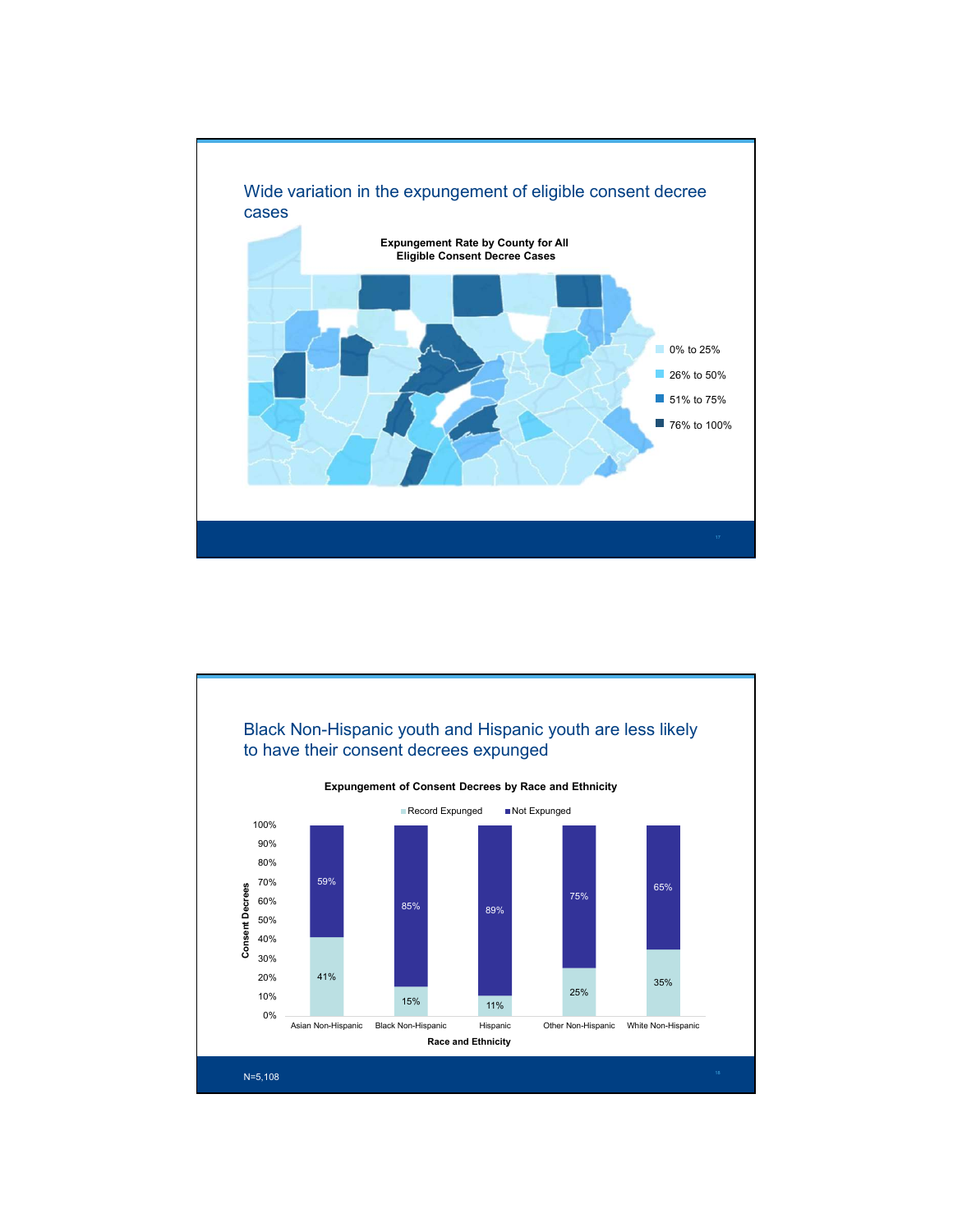## Wide variation in the expungement of eligible consent decree cases

**Expungement Rate by County for All Eligible Consent Decree Cases**

- 0% to 25%
- 26% to 50%
- 51% to 75%
- 76% to 100%

## Black Non-Hispanic youth and Hispanic youth are less likely to have their consent decrees expunged

**Expungement of Consent Decrees by Race and Ethnicity**

| Race and Ethnicity | Record Expunged | Not Expunged |
|---|---|---|
| Asian Non-Hispanic | 41% | 59% |
| Black Non-Hispanic | 15% | 85% |
| Hispanic | 11% | 89% |
| Other Non-Hispanic | 25% | 75% |
| White Non-Hispanic | 35% | 65% |

N=5,108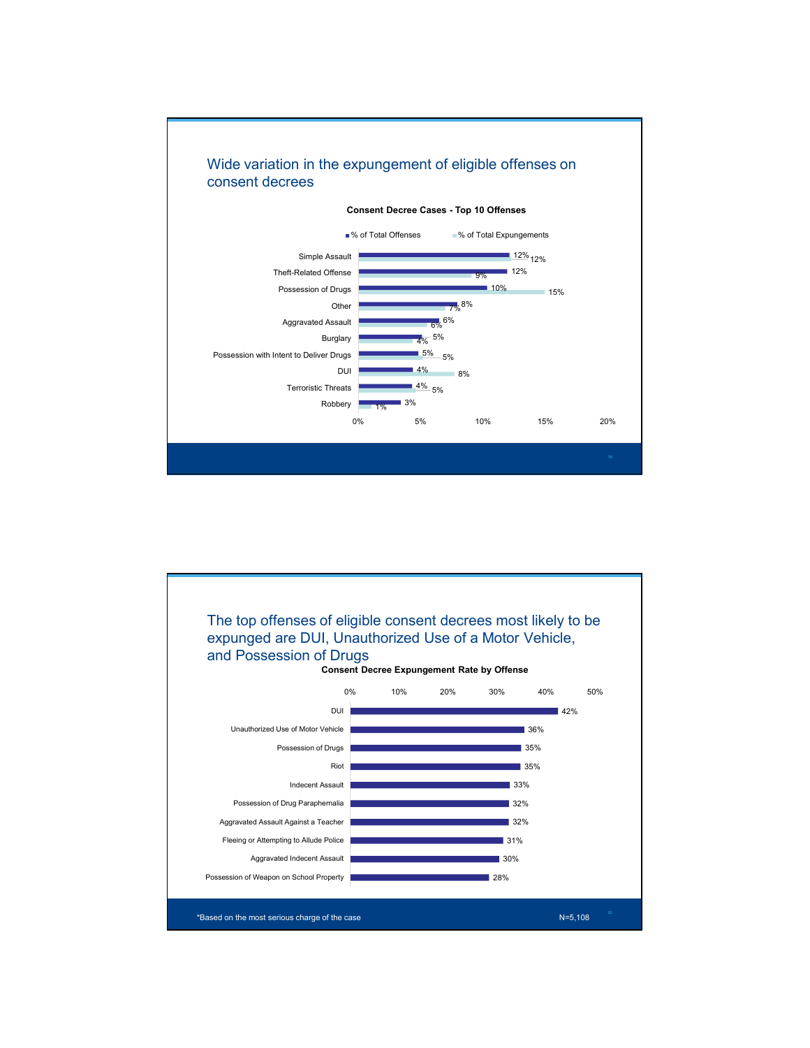## Wide variation in the expungement of eligible offenses on consent decrees

**Consent Decree Cases - Top 10 Offenses**

| Offense | % of Total Offenses | % of Total Expungements |
|---|---|---|
| Simple Assault | 12% | 12% |
| Theft-Related Offense | 12% | 9% |
| Possession of Drugs | 10% | 15% |
| Other | 8% | 7% |
| Aggravated Assault | 6% | 6% |
| Burglary | 5% | 4% |
| Possession with Intent to Deliver Drugs | 5% | 5% |
| DUI | 4% | 8% |
| Terroristic Threats | 4% | 5% |
| Robbery | 3% | 1% |

## The top offenses of eligible consent decrees most likely to be expunged are DUI, Unauthorized Use of a Motor Vehicle, and Possession of Drugs

**Consent Decree Expungement Rate by Offense**

| Offense | Expungement Rate |
|---|---|
| DUI | 42% |
| Unauthorized Use of Motor Vehicle | 36% |
| Possession of Drugs | 35% |
| Riot | 35% |
| Indecent Assault | 33% |
| Possession of Drug Paraphernalia | 32% |
| Aggravated Assault Against a Teacher | 32% |
| Fleeing or Attempting to Allude Police | 31% |
| Aggravated Indecent Assault | 30% |
| Possession of Weapon on School Property | 28% |

*Based on the most serious charge of the case

N=5,108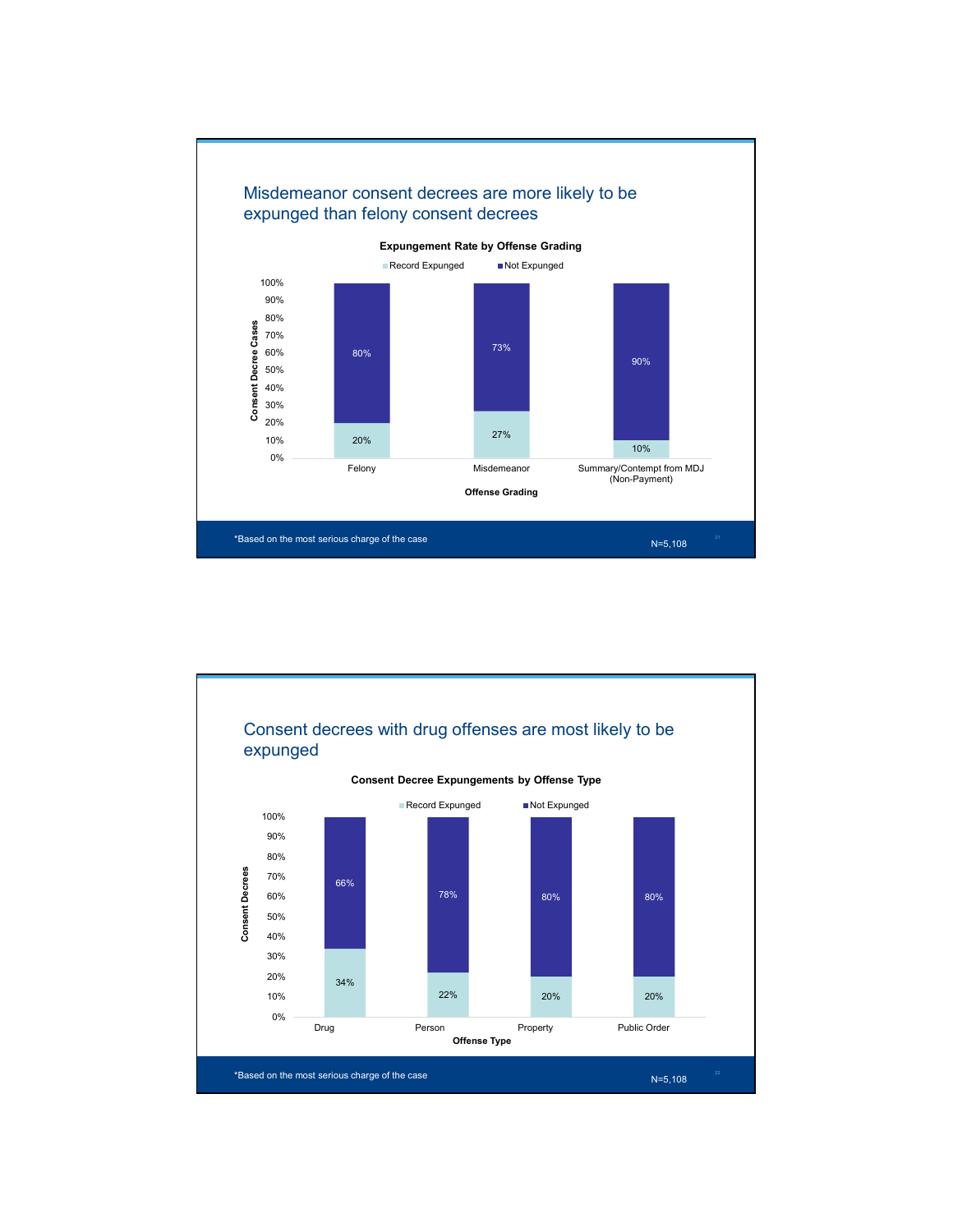## Misdemeanor consent decrees are more likely to be expunged than felony consent decrees

**Expungement Rate by Offense Grading**

| Offense Grading | Record Expunged | Not Expunged |
| --- | --- | --- |
| Felony | 20% | 80% |
| Misdemeanor | 27% | 73% |
| Summary/Contempt from MDJ (Non-Payment) | 10% | 90% |

*Based on the most serious charge of the case

N=5,108

## Consent decrees with drug offenses are most likely to be expunged

**Consent Decree Expungements by Offense Type**

| Offense Type | Record Expunged | Not Expunged |
| --- | --- | --- |
| Drug | 34% | 66% |
| Person | 22% | 78% |
| Property | 20% | 80% |
| Public Order | 20% | 80% |

*Based on the most serious charge of the case

N=5,108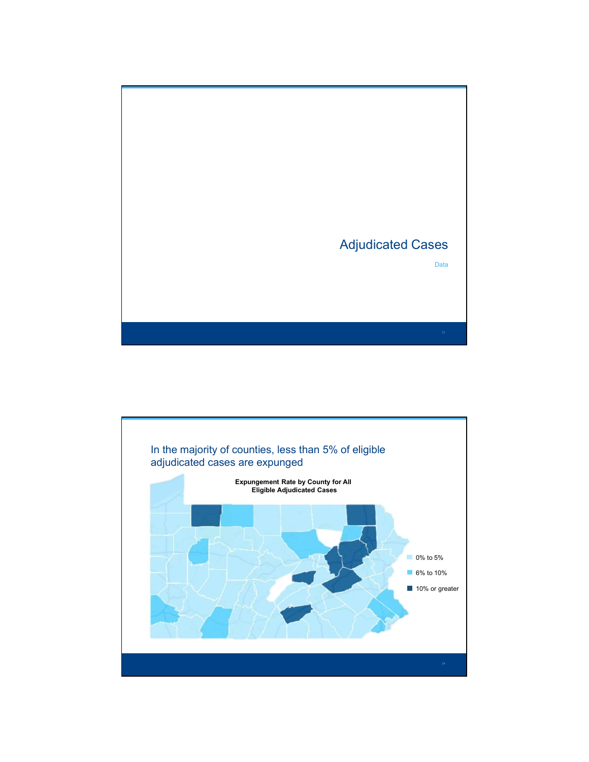# Adjudicated Cases

Data

## In the majority of counties, less than 5% of eligible adjudicated cases are expunged

**Expungement Rate by County for All Eligible Adjudicated Cases**

- 0% to 5%
- 6% to 10%
- 10% or greater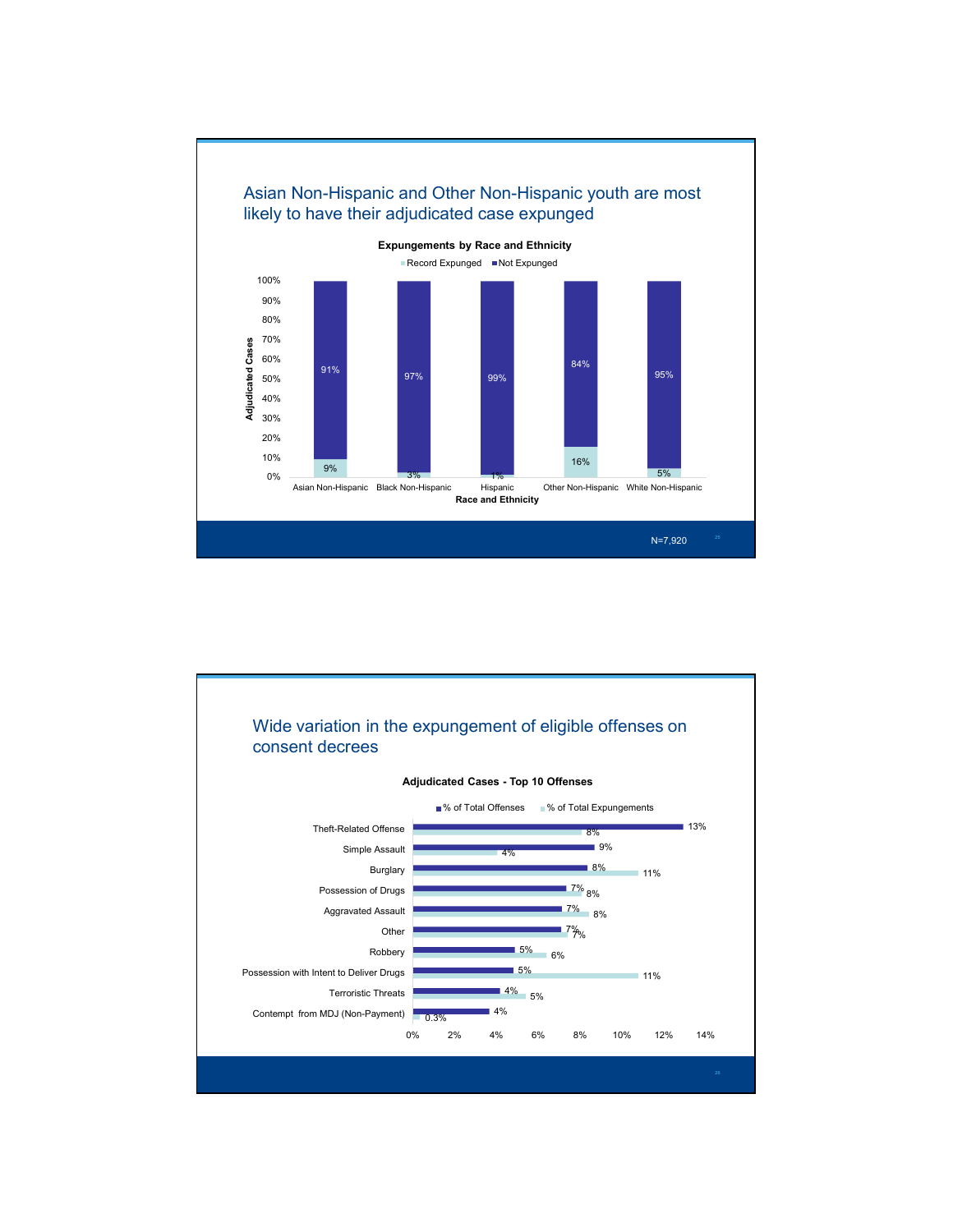## Asian Non-Hispanic and Other Non-Hispanic youth are most likely to have their adjudicated case expunged

**Expungements by Race and Ethnicity**

| Race and Ethnicity | Record Expunged | Not Expunged |
|---|---|---|
| Asian Non-Hispanic | 9% | 91% |
| Black Non-Hispanic | 3% | 97% |
| Hispanic | 1% | 99% |
| Other Non-Hispanic | 16% | 84% |
| White Non-Hispanic | 5% | 95% |

N=7,920

## Wide variation in the expungement of eligible offenses on consent decrees

**Adjudicated Cases - Top 10 Offenses**

| Offense | % of Total Offenses | % of Total Expungements |
|---|---|---|
| Theft-Related Offense | 13% | 8% |
| Simple Assault | 9% | 4% |
| Burglary | 8% | 11% |
| Possession of Drugs | 7% | 8% |
| Aggravated Assault | 7% | 8% |
| Other | 7% | 7% |
| Robbery | 5% | 6% |
| Possession with Intent to Deliver Drugs | 5% | 11% |
| Terroristic Threats | 4% | 5% |
| Contempt from MDJ (Non-Payment) | 4% | 0.3% |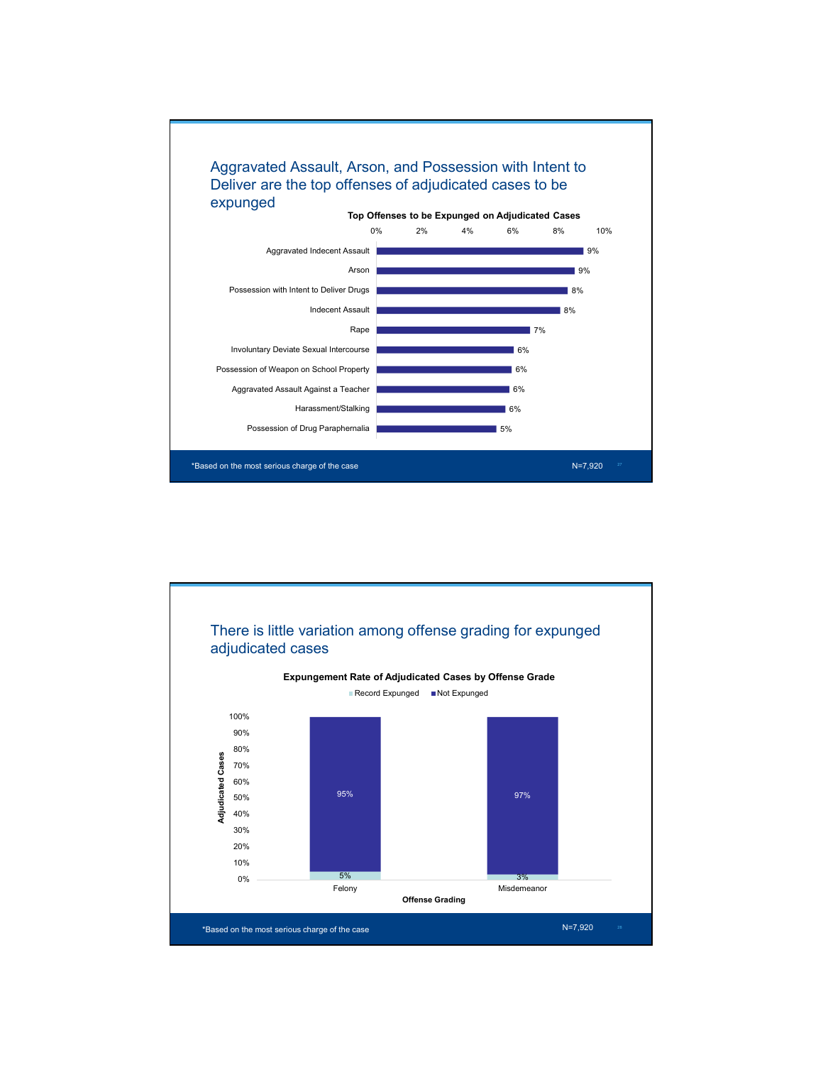## Aggravated Assault, Arson, and Possession with Intent to Deliver are the top offenses of adjudicated cases to be expunged

**Top Offenses to be Expunged on Adjudicated Cases**

| Offense | Percent |
|---|---|
| Aggravated Indecent Assault | 9% |
| Arson | 9% |
| Possession with Intent to Deliver Drugs | 8% |
| Indecent Assault | 8% |
| Rape | 7% |
| Involuntary Deviate Sexual Intercourse | 6% |
| Possession of Weapon on School Property | 6% |
| Aggravated Assault Against a Teacher | 6% |
| Harassment/Stalking | 6% |
| Possession of Drug Paraphernalia | 5% |

*Based on the most serious charge of the case

N=7,920

## There is little variation among offense grading for expunged adjudicated cases

**Expungement Rate of Adjudicated Cases by Offense Grade**

| Offense Grading | Record Expunged | Not Expunged |
|---|---|---|
| Felony | 5% | 95% |
| Misdemeanor | 3% | 97% |

*Based on the most serious charge of the case

N=7,920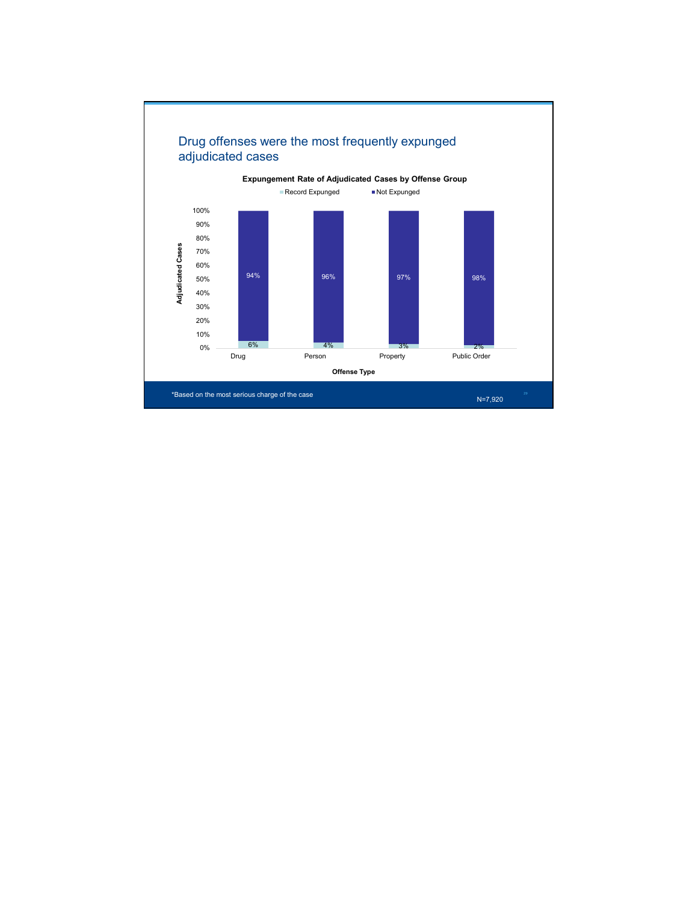# Drug offenses were the most frequently expunged adjudicated cases

**Expungement Rate of Adjudicated Cases by Offense Group**

Record Expunged
Not Expunged

Adjudicated Cases

100%
90%
80%
70%
60%
50%
40%
30%
20%
10%
0%

Drug: 94%, 6%
Person: 96%, 4%
Property: 97%, 3%
Public Order: 98%, 2%

**Offense Type**

*Based on the most serious charge of the case

N=7,920